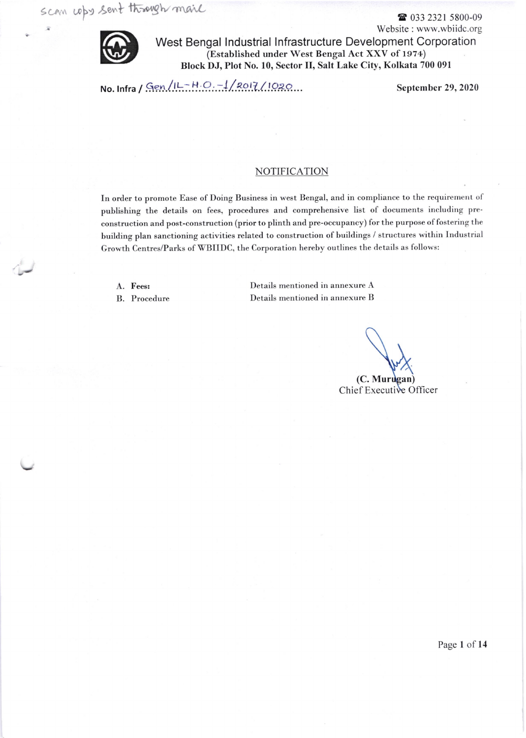scan copy sent through mail

☎ 033 2321 5800-09
Website : www.wbiidc.org

# West Bengal Industrial Infrastructure Development Corporation

(Established under West Bengal Act XXV of 1974)

**Block DJ, Plot No. 10, Sector II, Salt Lake City, Kolkata 700 091**

**No. Infra / Gen/IL-H.O.-1/2017/1020**

**September 29, 2020**

## NOTIFICATION

In order to promote Ease of Doing Business in west Bengal, and in compliance to the requirement of publishing the details on fees, procedures and comprehensive list of documents including pre-construction and post-construction (prior to plinth and pre-occupancy) for the purpose of fostering the building plan sanctioning activities related to construction of buildings / structures within Industrial Growth Centres/Parks of WBIIDC, the Corporation hereby outlines the details as follows:

A. **Fees:** Details mentioned in annexure A
B. Procedure Details mentioned in annexure B

**(C. Murugan)**
Chief Executive Officer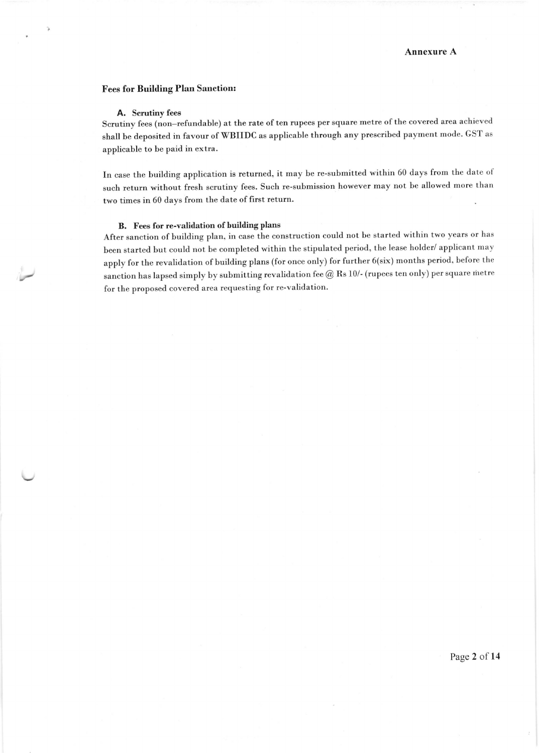**Annexure A**

## Fees for Building Plan Sanction:

### A. Scrutiny fees

Scrutiny fees (non–refundable) at the rate of ten rupees per square metre of the covered area achieved shall be deposited in favour of WBIIDC as applicable through any prescribed payment mode. GST as applicable to be paid in extra.

In case the building application is returned, it may be re-submitted within 60 days from the date of such return without fresh scrutiny fees. Such re-submission however may not be allowed more than two times in 60 days from the date of first return.

### B. Fees for re-validation of building plans

After sanction of building plan, in case the construction could not be started within two years or has been started but could not be completed within the stipulated period, the lease holder/ applicant may apply for the revalidation of building plans (for once only) for further 6(six) months period, before the sanction has lapsed simply by submitting revalidation fee @ Rs 10/- (rupees ten only) per square metre for the proposed covered area requesting for re-validation.